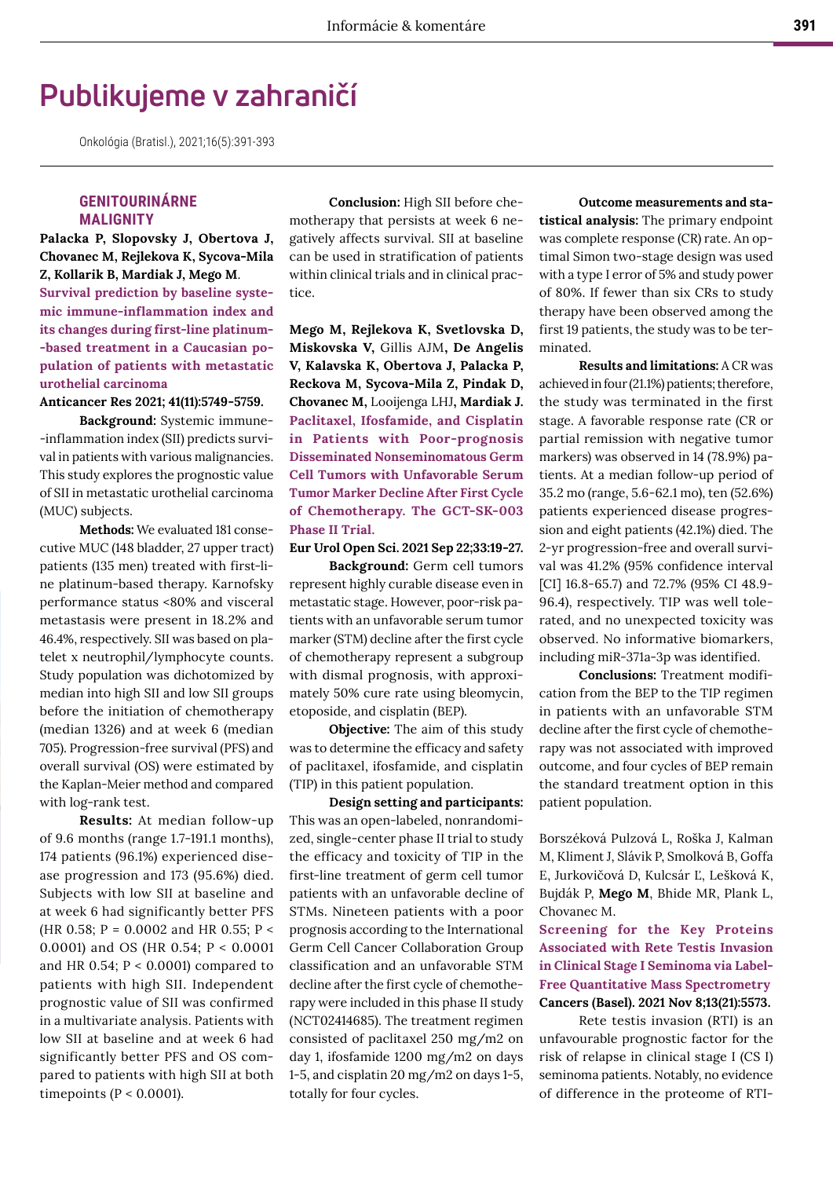# Publikujeme v zahraničí

Onkológia (Bratisl.), 2021;16(5):391-393

## GENITOURINÁRNE MALIGNITY

**Palacka P, Slopovsky J, Obertova J, Chovanec M, Rejlekova K, Sycova-Mila Z, Kollarik B, Mardiak J, Mego M.**

**Survival prediction by baseline systemic immune-inflammation index and its changes during first-line platinum-based treatment in a Caucasian population of patients with metastatic urothelial carcinoma**

**Anticancer Res 2021; 41(11):5749-5759.**

**Background:** Systemic immune-inflammation index (SII) predicts survival in patients with various malignancies. This study explores the prognostic value of SII in metastatic urothelial carcinoma (MUC) subjects.

**Methods:** We evaluated 181 consecutive MUC (148 bladder, 27 upper tract) patients (135 men) treated with first-line platinum-based therapy. Karnofsky performance status <80% and visceral metastasis were present in 18.2% and 46.4%, respectively. SII was based on platelet x neutrophil/lymphocyte counts. Study population was dichotomized by median into high SII and low SII groups before the initiation of chemotherapy (median 1326) and at week 6 (median 705). Progression-free survival (PFS) and overall survival (OS) were estimated by the Kaplan-Meier method and compared with log-rank test.

**Results:** At median follow-up of 9.6 months (range 1.7-191.1 months), 174 patients (96.1%) experienced disease progression and 173 (95.6%) died. Subjects with low SII at baseline and at week 6 had significantly better PFS (HR 0.58; P = 0.0002 and HR 0.55; P < 0.0001) and OS (HR 0.54; P < 0.0001 and HR 0.54; P < 0.0001) compared to patients with high SII. Independent prognostic value of SII was confirmed in a multivariate analysis. Patients with low SII at baseline and week 6 had significantly better PFS and OS compared to patients with high SII at both timepoints (P < 0.0001).

**Conclusion:** High SII before chemotherapy that persists at week 6 negatively affects survival. SII at baseline can be used in stratification of patients within clinical trials and in clinical practice.

**Mego M, Rejlekova K, Svetlovska D, Miskovska V,** Gillis AJM, **De Angelis V, Kalavska K, Obertova J, Palacka P, Reckova M, Sycova-Mila Z, Pindak D, Chovanec M,** Looijenga LHJ, **Mardiak J.**

**Paclitaxel, Ifosfamide, and Cisplatin in Patients with Poor-prognosis Disseminated Nonseminomatous Germ Cell Tumors with Unfavorable Serum Tumor Marker Decline After First Cycle of Chemotherapy. The GCT-SK-003 Phase II Trial.**

**Eur Urol Open Sci. 2021 Sep 22;33:19-27.**

**Background:** Germ cell tumors represent highly curable disease even in metastatic stage. However, poor-risk patients with an unfavorable serum tumor marker (STM) decline after the first cycle of chemotherapy represent a subgroup with dismal prognosis, with approximately 50% cure rate using bleomycin, etoposide, and cisplatin (BEP).

**Objective:** The aim of this study was to determine the efficacy and safety of paclitaxel, ifosfamide, and cisplatin (TIP) in this patient population.

**Design setting and participants:** This was an open-labeled, nonrandomized, single-center phase II trial to study the efficacy and toxicity of TIP in the first-line treatment of germ cell tumor patients with an unfavorable decline of STMs. Nineteen patients with a poor prognosis according to the International Germ Cell Cancer Collaboration Group classification and an unfavorable STM decline after the first cycle of chemotherapy were included in this phase II study (NCT02414685). The treatment regimen consisted of paclitaxel 250 mg/m2 on day 1, ifosfamide 1200 mg/m2 on days 1-5, and cisplatin 20 mg/m2 on days 1-5, totally for four cycles.

**Outcome measurements and statistical analysis:** The primary endpoint was complete response (CR) rate. An optimal Simon two-stage design was used with a type I error of 5% and study power of 80%. If fewer than six CRs to study therapy have been observed among the first 19 patients, the study was to be terminated.

**Results and limitations:** A CR was achieved in four (21.1%) patients; therefore, the study was terminated in the first stage. A favorable response (CR or partial remission with negative tumor markers) was observed in 14 (78.9%) patients. At a median follow-up period of 35.2 mo (range, 5.6-62.1 mo), ten (52.6%) patients experienced disease progression and eight patients (42.1%) died. The 2-yr progression-free and overall survival was 41.2% (95% confidence interval [CI] 16.8-65.7) and 72.7% (95% CI 48.9-96.4), respectively. TIP was well tolerated, and no unexpected toxicity was observed. No informative biomarkers, including miR-371a-3p was identified.

**Conclusions:** Treatment modification from the BEP to the TIP regimen in patients with an unfavorable STM decline after the first cycle of chemotherapy was not associated with improved outcome, and four cycles of BEP remain the standard treatment option in this patient population.

Borszéková Pulzová L, Roška J, Kalman M, Kliment J, Slávik P, Smolková B, Goffa E, Jurkovičová D, Kulcsár Ľ, Lešková K, Bujdák P, **Mego M**, Bhide MR, Plank L, Chovanec M.

**Screening for the Key Proteins Associated with Rete Testis Invasion in Clinical Stage I Seminoma via Label-Free Quantitative Mass Spectrometry**

**Cancers (Basel). 2021 Nov 8;13(21):5573.**

Rete testis invasion (RTI) is an unfavourable prognostic factor for the risk of relapse in clinical stage I (CS I) seminoma patients. Notably, no evidence of difference in the proteome of RTI-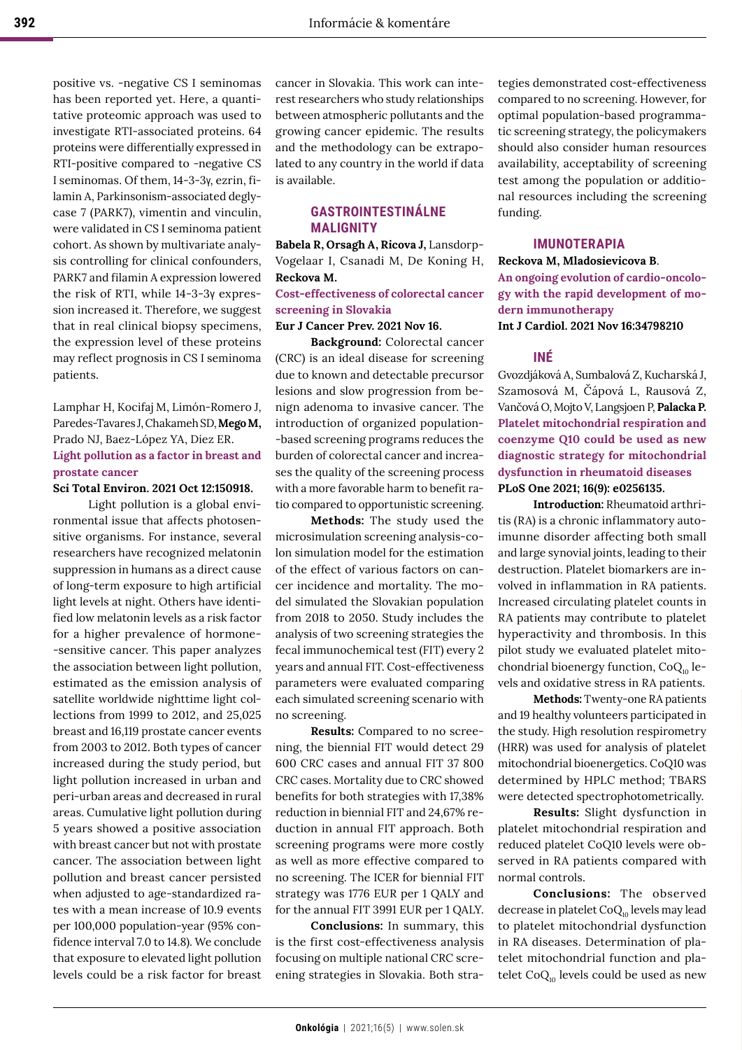positive vs. -negative CS I seminomas has been reported yet. Here, a quantitative proteomic approach was used to investigate RTI-associated proteins. 64 proteins were differentially expressed in RTI-positive compared to -negative CS I seminomas. Of them, 14-3-3γ, ezrin, filamin A, Parkinsonism-associated deglycase 7 (PARK7), vimentin and vinculin, were validated in CS I seminoma patient cohort. As shown by multivariate analysis controlling for clinical confounders, PARK7 and filamin A expression lowered the risk of RTI, while 14-3-3γ expression increased it. Therefore, we suggest that in real clinical biopsy specimens, the expression level of these proteins may reflect prognosis in CS I seminoma patients.

Lamphar H, Kocifaj M, Limón-Romero J, Paredes-Tavares J, Chakameh SD, **Mego M,** Prado NJ, Baez-López YA, Diez ER.

**Light pollution as a factor in breast and prostate cancer**

**Sci Total Environ. 2021 Oct 12:150918.**

Light pollution is a global environmental issue that affects photosensitive organisms. For instance, several researchers have recognized melatonin suppression in humans as a direct cause of long-term exposure to high artificial light levels at night. Others have identified low melatonin levels as a risk factor for a higher prevalence of hormone--sensitive cancer. This paper analyzes the association between light pollution, estimated as the emission analysis of satellite worldwide nighttime light collections from 1999 to 2012, and 25,025 breast and 16,119 prostate cancer events from 2003 to 2012. Both types of cancer increased during the study period, but light pollution increased in urban and peri-urban areas and decreased in rural areas. Cumulative light pollution during 5 years showed a positive association with breast cancer but not with prostate cancer. The association between light pollution and breast cancer persisted when adjusted to age-standardized rates with a mean increase of 10.9 events per 100,000 population-year (95% confidence interval 7.0 to 14.8). We conclude that exposure to elevated light pollution levels could be a risk factor for breast cancer in Slovakia. This work can interest researchers who study relationships between atmospheric pollutants and the growing cancer epidemic. The results and the methodology can be extrapolated to any country in the world if data is available.

## GASTROINTESTINÁLNE MALIGNITY

**Babela R, Orsagh A, Ricova J,** Lansdorp-Vogelaar I, Csanadi M, De Koning H, **Reckova M.**

**Cost-effectiveness of colorectal cancer screening in Slovakia**

**Eur J Cancer Prev. 2021 Nov 16.**

**Background:** Colorectal cancer (CRC) is an ideal disease for screening due to known and detectable precursor lesions and slow progression from benign adenoma to invasive cancer. The introduction of organized population--based screening programs reduces the burden of colorectal cancer and increases the quality of the screening process with a more favorable harm to benefit ratio compared to opportunistic screening.

**Methods:** The study used the microsimulation screening analysis-colon simulation model for the estimation of the effect of various factors on cancer incidence and mortality. The model simulated the Slovakian population from 2018 to 2050. Study includes the analysis of two screening strategies the fecal immunochemical test (FIT) every 2 years and annual FIT. Cost-effectiveness parameters were evaluated comparing each simulated screening scenario with no screening.

**Results:** Compared to no screening, the biennial FIT would detect 29 600 CRC cases and annual FIT 37 800 CRC cases. Mortality due to CRC showed benefits for both strategies with 17,38% reduction in biennial FIT and 24,67% reduction in annual FIT approach. Both screening programs were more costly as well as more effective compared to no screening. The ICER for biennial FIT strategy was 1776 EUR per 1 QALY and for the annual FIT 3991 EUR per 1 QALY.

**Conclusions:** In summary, this is the first cost-effectiveness analysis focusing on multiple national CRC screening strategies in Slovakia. Both strategies demonstrated cost-effectiveness compared to no screening. However, for optimal population-based programmatic screening strategy, the policymakers should also consider human resources availability, acceptability of screening test among the population or additional resources including the screening funding.

## IMUNOTERAPIA

**Reckova M, Mladosievicova B**.

**An ongoing evolution of cardio-oncology with the rapid development of modern immunotherapy**

**Int J Cardiol. 2021 Nov 16:34798210**

## INÉ

Gvozdjáková A, Sumbalová Z, Kucharská J, Szamosová M, Čápová L, Rausová Z, Vančová O, Mojto V, Langsjoen P, **Palacka P.**

**Platelet mitochondrial respiration and coenzyme Q10 could be used as new diagnostic strategy for mitochondrial dysfunction in rheumatoid diseases**

**PLoS One 2021; 16(9): e0256135.**

**Introduction:** Rheumatoid arthritis (RA) is a chronic inflammatory autoimunne disorder affecting both small and large synovial joints, leading to their destruction. Platelet biomarkers are involved in inflammation in RA patients. Increased circulating platelet counts in RA patients may contribute to platelet hyperactivity and thrombosis. In this pilot study we evaluated platelet mitochondrial bioenergy function, $CoQ_{10}$ levels and oxidative stress in RA patients.

**Methods:** Twenty-one RA patients and 19 healthy volunteers participated in the study. High resolution respirometry (HRR) was used for analysis of platelet mitochondrial bioenergetics. CoQ10 was determined by HPLC method; TBARS were detected spectrophotometrically.

**Results:** Slight dysfunction in platelet mitochondrial respiration and reduced platelet CoQ10 levels were observed in RA patients compared with normal controls.

**Conclusions:** The observed decrease in platelet $CoQ_{10}$ levels may lead to platelet mitochondrial dysfunction in RA diseases. Determination of platelet mitochondrial function and platelet $CoQ_{10}$ levels could be used as new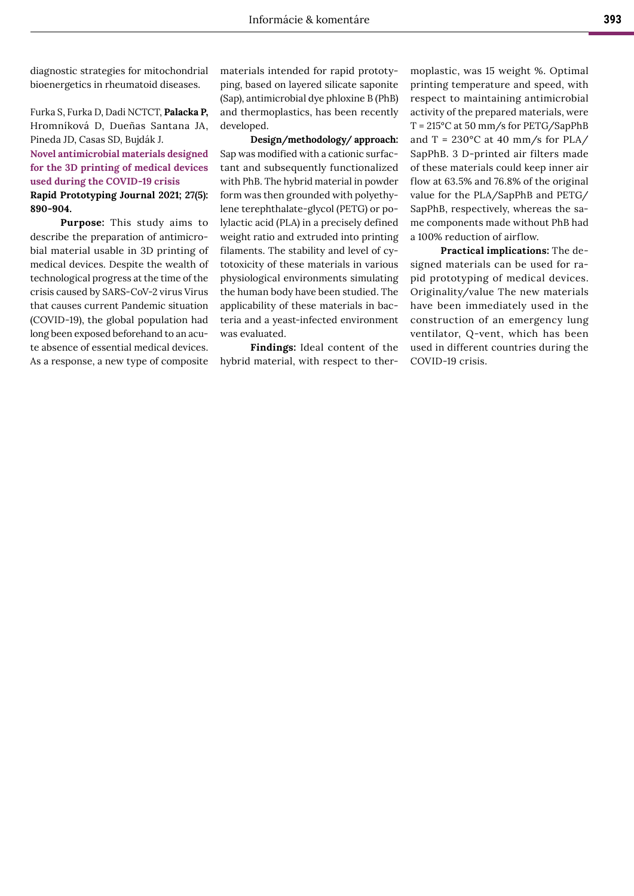diagnostic strategies for mitochondrial bioenergetics in rheumatoid diseases.

Furka S, Furka D, Dadi NCTCT, **Palacka P,** Hromníková D, Dueñas Santana JA, Pineda JD, Casas SD, Bujdák J.

**Novel antimicrobial materials designed for the 3D printing of medical devices used during the COVID-19 crisis**

**Rapid Prototyping Journal 2021; 27(5): 890-904.**

**Purpose:** This study aims to describe the preparation of antimicrobial material usable in 3D printing of medical devices. Despite the wealth of technological progress at the time of the crisis caused by SARS-CoV-2 virus Virus that causes current Pandemic situation (COVID-19), the global population had long been exposed beforehand to an acute absence of essential medical devices. As a response, a new type of composite materials intended for rapid prototyping, based on layered silicate saponite (Sap), antimicrobial dye phloxine B (PhB) and thermoplastics, has been recently developed.

**Design/methodology/ approach:** Sap was modified with a cationic surfactant and subsequently functionalized with PhB. The hybrid material in powder form was then grounded with polyethylene terephthalate-glycol (PETG) or polylactic acid (PLA) in a precisely defined weight ratio and extruded into printing filaments. The stability and level of cytotoxicity of these materials in various physiological environments simulating the human body have been studied. The applicability of these materials in bacteria and a yeast-infected environment was evaluated.

**Findings:** Ideal content of the hybrid material, with respect to thermoplastic, was 15 weight %. Optimal printing temperature and speed, with respect to maintaining antimicrobial activity of the prepared materials, were T = 215°C at 50 mm/s for PETG/SapPhB and T = 230°C at 40 mm/s for PLA/SapPhB. 3 D-printed air filters made of these materials could keep inner air flow at 63.5% and 76.8% of the original value for the PLA/SapPhB and PETG/SapPhB, respectively, whereas the same components made without PhB had a 100% reduction of airflow.

**Practical implications:** The designed materials can be used for rapid prototyping of medical devices. Originality/value The new materials have been immediately used in the construction of an emergency lung ventilator, Q-vent, which has been used in different countries during the COVID-19 crisis.